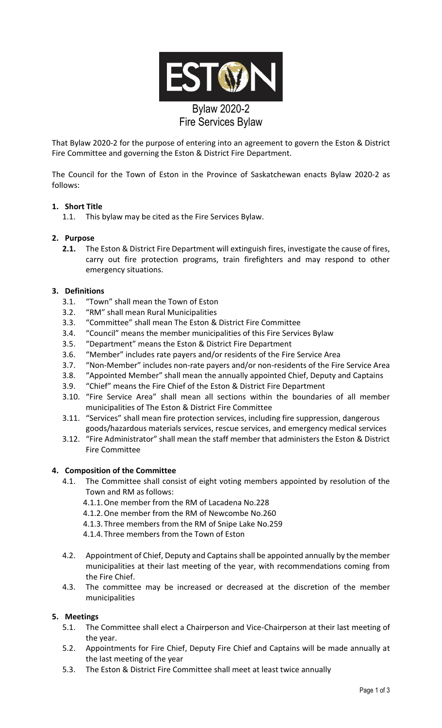# Bylaw 2020-2
## Fire Services Bylaw

That Bylaw 2020-2 for the purpose of entering into an agreement to govern the Eston & District Fire Committee and governing the Eston & District Fire Department.

The Council for the Town of Eston in the Province of Saskatchewan enacts Bylaw 2020-2 as follows:

**1. Short Title**

1.1. This bylaw may be cited as the Fire Services Bylaw.

**2. Purpose**

**2.1.** The Eston & District Fire Department will extinguish fires, investigate the cause of fires, carry out fire protection programs, train firefighters and may respond to other emergency situations.

**3. Definitions**

3.1. "Town" shall mean the Town of Eston

3.2. "RM" shall mean Rural Municipalities

3.3. "Committee" shall mean The Eston & District Fire Committee

3.4. "Council" means the member municipalities of this Fire Services Bylaw

3.5. "Department" means the Eston & District Fire Department

3.6. "Member" includes rate payers and/or residents of the Fire Service Area

3.7. "Non-Member" includes non-rate payers and/or non-residents of the Fire Service Area

3.8. "Appointed Member" shall mean the annually appointed Chief, Deputy and Captains

3.9. "Chief" means the Fire Chief of the Eston & District Fire Department

3.10. "Fire Service Area" shall mean all sections within the boundaries of all member municipalities of The Eston & District Fire Committee

3.11. "Services" shall mean fire protection services, including fire suppression, dangerous goods/hazardous materials services, rescue services, and emergency medical services

3.12. "Fire Administrator" shall mean the staff member that administers the Eston & District Fire Committee

**4. Composition of the Committee**

4.1. The Committee shall consist of eight voting members appointed by resolution of the Town and RM as follows:

4.1.1. One member from the RM of Lacadena No.228

4.1.2. One member from the RM of Newcombe No.260

4.1.3. Three members from the RM of Snipe Lake No.259

4.1.4. Three members from the Town of Eston

4.2. Appointment of Chief, Deputy and Captains shall be appointed annually by the member municipalities at their last meeting of the year, with recommendations coming from the Fire Chief.

4.3. The committee may be increased or decreased at the discretion of the member municipalities

**5. Meetings**

5.1. The Committee shall elect a Chairperson and Vice-Chairperson at their last meeting of the year.

5.2. Appointments for Fire Chief, Deputy Fire Chief and Captains will be made annually at the last meeting of the year

5.3. The Eston & District Fire Committee shall meet at least twice annually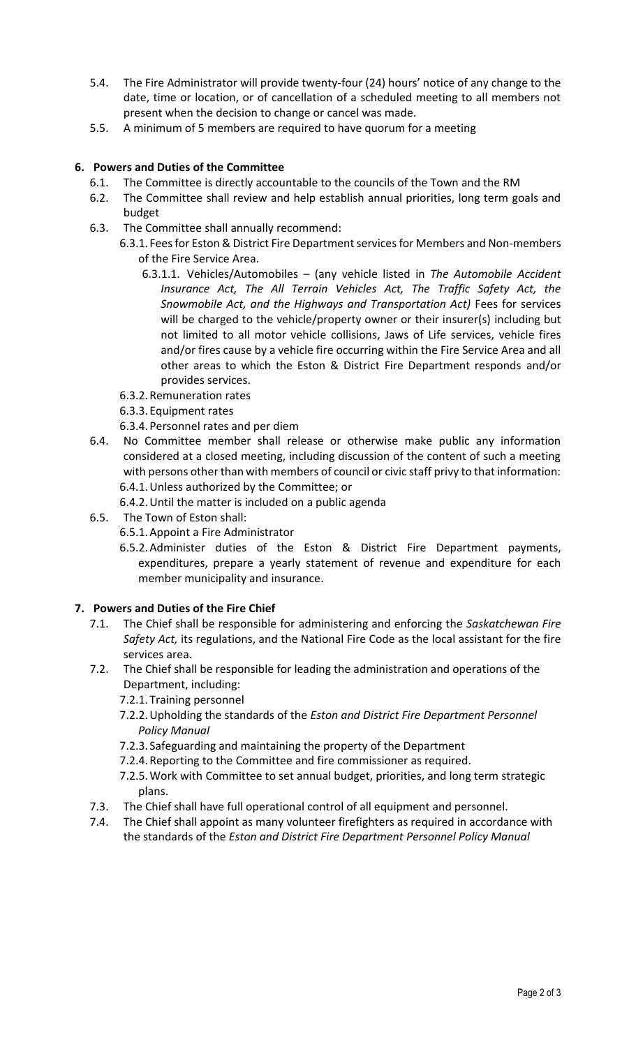5.4. The Fire Administrator will provide twenty-four (24) hours' notice of any change to the date, time or location, or of cancellation of a scheduled meeting to all members not present when the decision to change or cancel was made.

5.5. A minimum of 5 members are required to have quorum for a meeting

## 6. Powers and Duties of the Committee

6.1. The Committee is directly accountable to the councils of the Town and the RM

6.2. The Committee shall review and help establish annual priorities, long term goals and budget

6.3. The Committee shall annually recommend:

6.3.1. Fees for Eston & District Fire Department services for Members and Non-members of the Fire Service Area.

6.3.1.1. Vehicles/Automobiles – (any vehicle listed in *The Automobile Accident Insurance Act, The All Terrain Vehicles Act, The Traffic Safety Act, the Snowmobile Act, and the Highways and Transportation Act)* Fees for services will be charged to the vehicle/property owner or their insurer(s) including but not limited to all motor vehicle collisions, Jaws of Life services, vehicle fires and/or fires cause by a vehicle fire occurring within the Fire Service Area and all other areas to which the Eston & District Fire Department responds and/or provides services.

6.3.2. Remuneration rates

6.3.3. Equipment rates

6.3.4. Personnel rates and per diem

6.4. No Committee member shall release or otherwise make public any information considered at a closed meeting, including discussion of the content of such a meeting with persons other than with members of council or civic staff privy to that information:

6.4.1. Unless authorized by the Committee; or

6.4.2. Until the matter is included on a public agenda

6.5. The Town of Eston shall:

6.5.1. Appoint a Fire Administrator

6.5.2. Administer duties of the Eston & District Fire Department payments, expenditures, prepare a yearly statement of revenue and expenditure for each member municipality and insurance.

## 7. Powers and Duties of the Fire Chief

7.1. The Chief shall be responsible for administering and enforcing the *Saskatchewan Fire Safety Act,* its regulations, and the National Fire Code as the local assistant for the fire services area.

7.2. The Chief shall be responsible for leading the administration and operations of the Department, including:

7.2.1. Training personnel

7.2.2. Upholding the standards of the *Eston and District Fire Department Personnel Policy Manual*

7.2.3. Safeguarding and maintaining the property of the Department

7.2.4. Reporting to the Committee and fire commissioner as required.

7.2.5. Work with Committee to set annual budget, priorities, and long term strategic plans.

7.3. The Chief shall have full operational control of all equipment and personnel.

7.4. The Chief shall appoint as many volunteer firefighters as required in accordance with the standards of the *Eston and District Fire Department Personnel Policy Manual*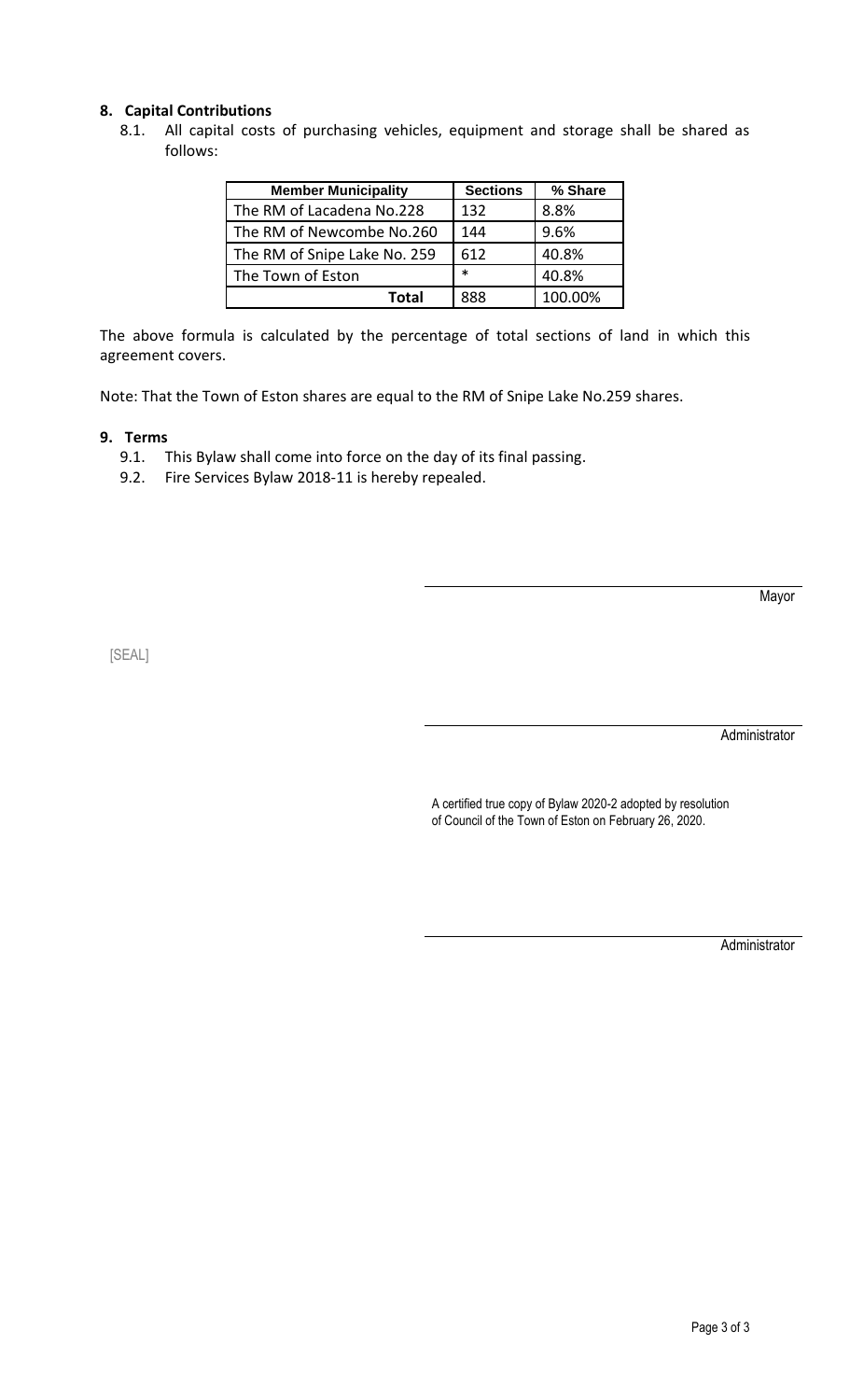## 8. Capital Contributions

8.1. All capital costs of purchasing vehicles, equipment and storage shall be shared as follows:

| Member Municipality | Sections | % Share |
|---|---|---|
| The RM of Lacadena No.228 | 132 | 8.8% |
| The RM of Newcombe No.260 | 144 | 9.6% |
| The RM of Snipe Lake No. 259 | 612 | 40.8% |
| The Town of Eston | * | 40.8% |
| **Total** | 888 | 100.00% |

The above formula is calculated by the percentage of total sections of land in which this agreement covers.

Note: That the Town of Eston shares are equal to the RM of Snipe Lake No.259 shares.

## 9. Terms

9.1. This Bylaw shall come into force on the day of its final passing.

9.2. Fire Services Bylaw 2018-11 is hereby repealed.

Mayor

[SEAL]

Administrator

A certified true copy of Bylaw 2020-2 adopted by resolution of Council of the Town of Eston on February 26, 2020.

Administrator